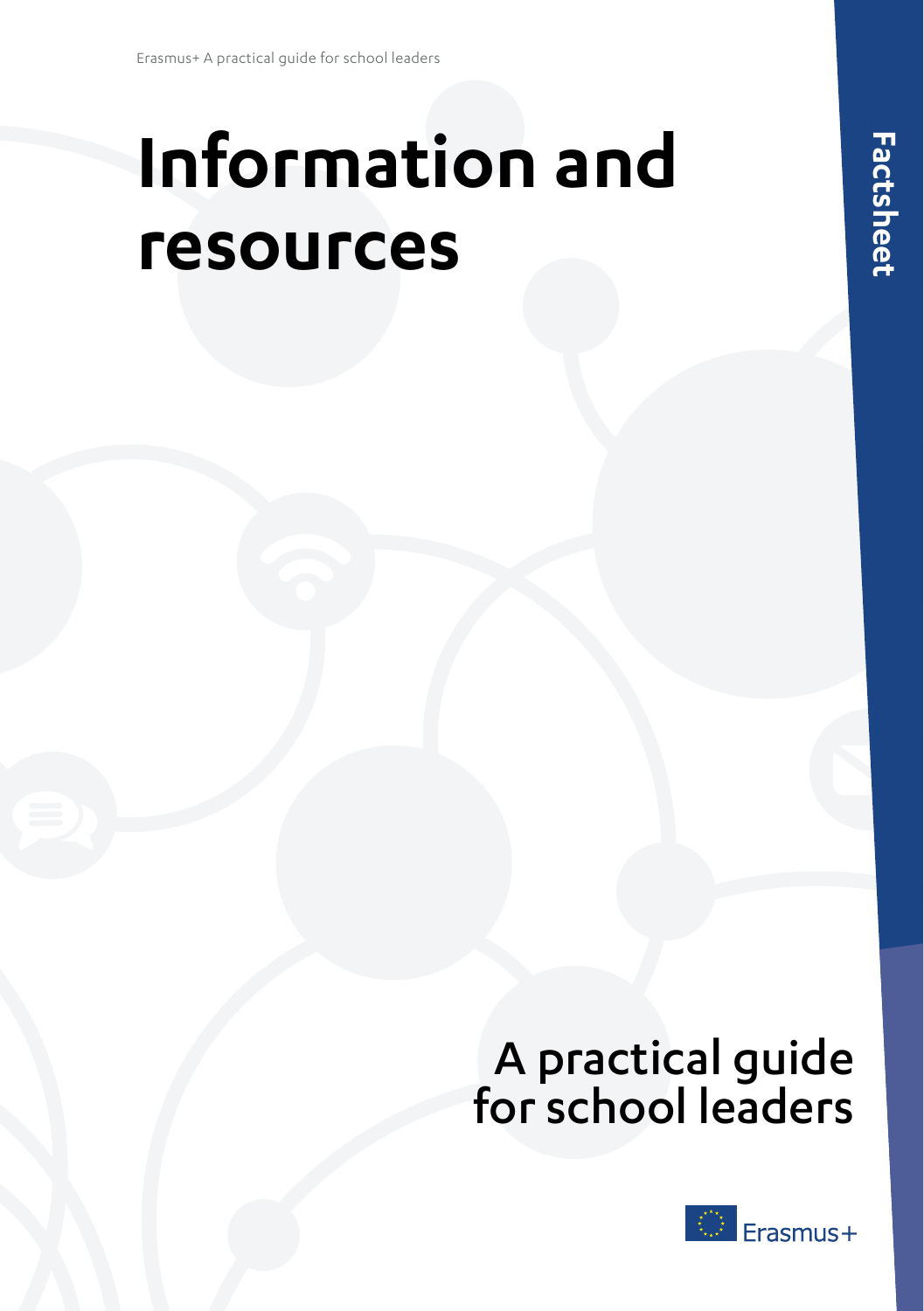# Information and resources

Factsheet

## A practical guide for school leaders

Erasmus+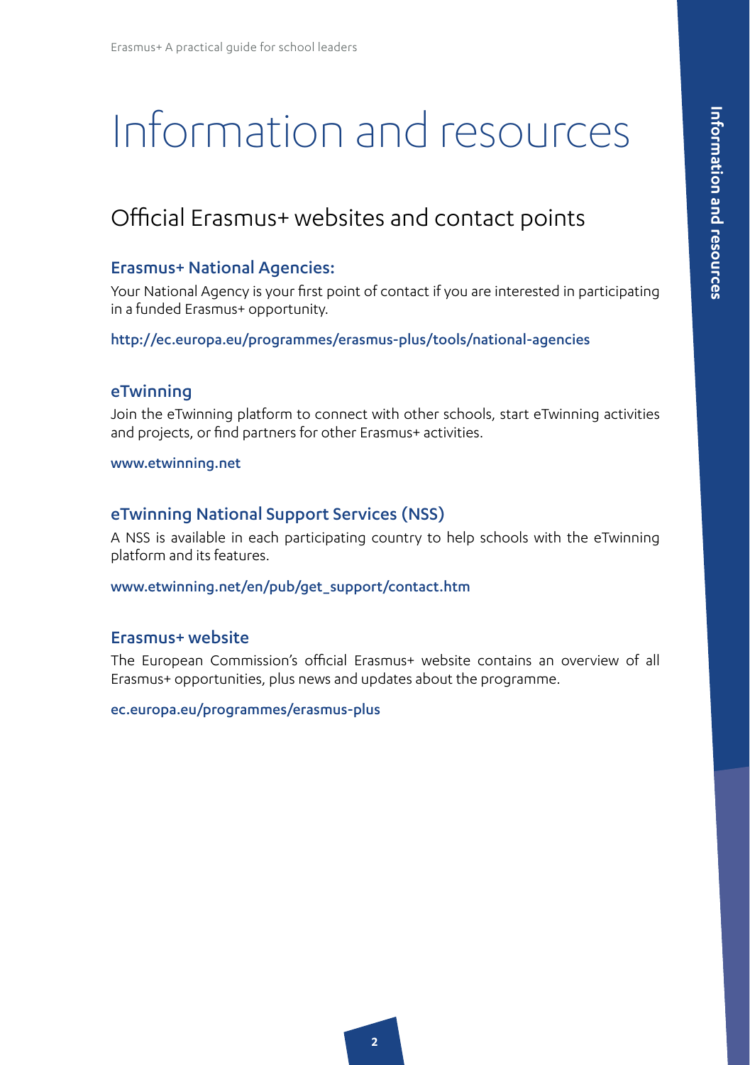# Information and resources

## Official Erasmus+ websites and contact points

### Erasmus+ National Agencies:

Your National Agency is your first point of contact if you are interested in participating in a funded Erasmus+ opportunity.

http://ec.europa.eu/programmes/erasmus-plus/tools/national-agencies

### eTwinning

Join the eTwinning platform to connect with other schools, start eTwinning activities and projects, or find partners for other Erasmus+ activities.

www.etwinning.net

### eTwinning National Support Services (NSS)

A NSS is available in each participating country to help schools with the eTwinning platform and its features.

www.etwinning.net/en/pub/get_support/contact.htm

### Erasmus+ website

The European Commission's official Erasmus+ website contains an overview of all Erasmus+ opportunities, plus news and updates about the programme.

ec.europa.eu/programmes/erasmus-plus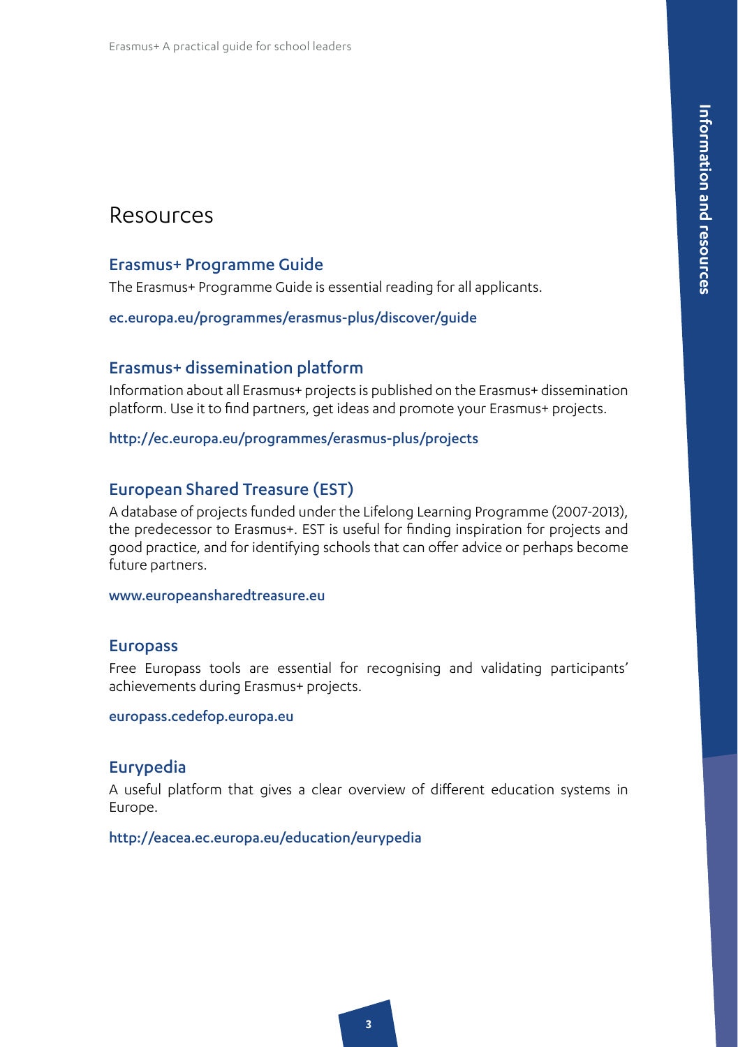# Resources

## Erasmus+ Programme Guide

The Erasmus+ Programme Guide is essential reading for all applicants.

ec.europa.eu/programmes/erasmus-plus/discover/guide

## Erasmus+ dissemination platform

Information about all Erasmus+ projects is published on the Erasmus+ dissemination platform. Use it to find partners, get ideas and promote your Erasmus+ projects.

http://ec.europa.eu/programmes/erasmus-plus/projects

## European Shared Treasure (EST)

A database of projects funded under the Lifelong Learning Programme (2007-2013), the predecessor to Erasmus+. EST is useful for finding inspiration for projects and good practice, and for identifying schools that can offer advice or perhaps become future partners.

www.europeansharedtreasure.eu

## Europass

Free Europass tools are essential for recognising and validating participants' achievements during Erasmus+ projects.

europass.cedefop.europa.eu

## Eurypedia

A useful platform that gives a clear overview of different education systems in Europe.

http://eacea.ec.europa.eu/education/eurypedia